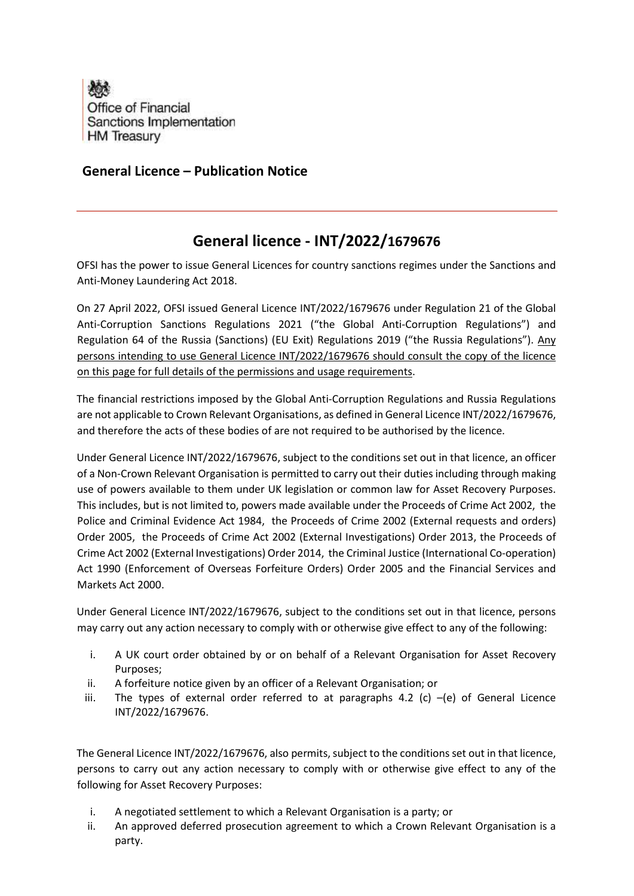Office of Financial Sanctions Implementation
HM Treasury

## General Licence – Publication Notice

---

# General licence - INT/2022/1679676

OFSI has the power to issue General Licences for country sanctions regimes under the Sanctions and Anti-Money Laundering Act 2018.

On 27 April 2022, OFSI issued General Licence INT/2022/1679676 under Regulation 21 of the Global Anti-Corruption Sanctions Regulations 2021 ("the Global Anti-Corruption Regulations") and Regulation 64 of the Russia (Sanctions) (EU Exit) Regulations 2019 ("the Russia Regulations"). Any persons intending to use General Licence INT/2022/1679676 should consult the copy of the licence on this page for full details of the permissions and usage requirements.

The financial restrictions imposed by the Global Anti-Corruption Regulations and Russia Regulations are not applicable to Crown Relevant Organisations, as defined in General Licence INT/2022/1679676, and therefore the acts of these bodies of are not required to be authorised by the licence.

Under General Licence INT/2022/1679676, subject to the conditions set out in that licence, an officer of a Non-Crown Relevant Organisation is permitted to carry out their duties including through making use of powers available to them under UK legislation or common law for Asset Recovery Purposes. This includes, but is not limited to, powers made available under the Proceeds of Crime Act 2002, the Police and Criminal Evidence Act 1984, the Proceeds of Crime 2002 (External requests and orders) Order 2005, the Proceeds of Crime Act 2002 (External Investigations) Order 2013, the Proceeds of Crime Act 2002 (External Investigations) Order 2014, the Criminal Justice (International Co-operation) Act 1990 (Enforcement of Overseas Forfeiture Orders) Order 2005 and the Financial Services and Markets Act 2000.

Under General Licence INT/2022/1679676, subject to the conditions set out in that licence, persons may carry out any action necessary to comply with or otherwise give effect to any of the following:

i. A UK court order obtained by or on behalf of a Relevant Organisation for Asset Recovery Purposes;
ii. A forfeiture notice given by an officer of a Relevant Organisation; or
iii. The types of external order referred to at paragraphs 4.2 (c) –(e) of General Licence INT/2022/1679676.

The General Licence INT/2022/1679676, also permits, subject to the conditions set out in that licence, persons to carry out any action necessary to comply with or otherwise give effect to any of the following for Asset Recovery Purposes:

i. A negotiated settlement to which a Relevant Organisation is a party; or
ii. An approved deferred prosecution agreement to which a Crown Relevant Organisation is a party.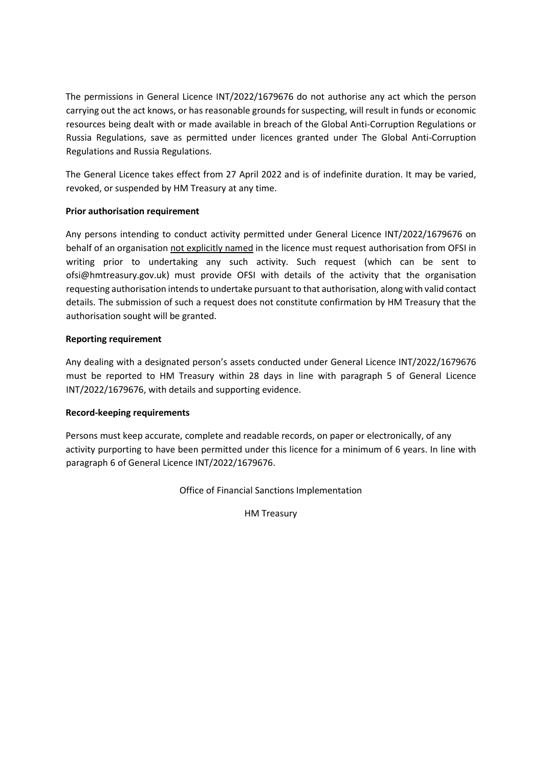The permissions in General Licence INT/2022/1679676 do not authorise any act which the person carrying out the act knows, or has reasonable grounds for suspecting, will result in funds or economic resources being dealt with or made available in breach of the Global Anti-Corruption Regulations or Russia Regulations, save as permitted under licences granted under The Global Anti-Corruption Regulations and Russia Regulations.

The General Licence takes effect from 27 April 2022 and is of indefinite duration. It may be varied, revoked, or suspended by HM Treasury at any time.

**Prior authorisation requirement**

Any persons intending to conduct activity permitted under General Licence INT/2022/1679676 on behalf of an organisation <u>not explicitly named</u> in the licence must request authorisation from OFSI in writing prior to undertaking any such activity. Such request (which can be sent to ofsi@hmtreasury.gov.uk) must provide OFSI with details of the activity that the organisation requesting authorisation intends to undertake pursuant to that authorisation, along with valid contact details. The submission of such a request does not constitute confirmation by HM Treasury that the authorisation sought will be granted.

**Reporting requirement**

Any dealing with a designated person's assets conducted under General Licence INT/2022/1679676 must be reported to HM Treasury within 28 days in line with paragraph 5 of General Licence INT/2022/1679676, with details and supporting evidence.

**Record-keeping requirements**

Persons must keep accurate, complete and readable records, on paper or electronically, of any activity purporting to have been permitted under this licence for a minimum of 6 years. In line with paragraph 6 of General Licence INT/2022/1679676.

Office of Financial Sanctions Implementation

HM Treasury